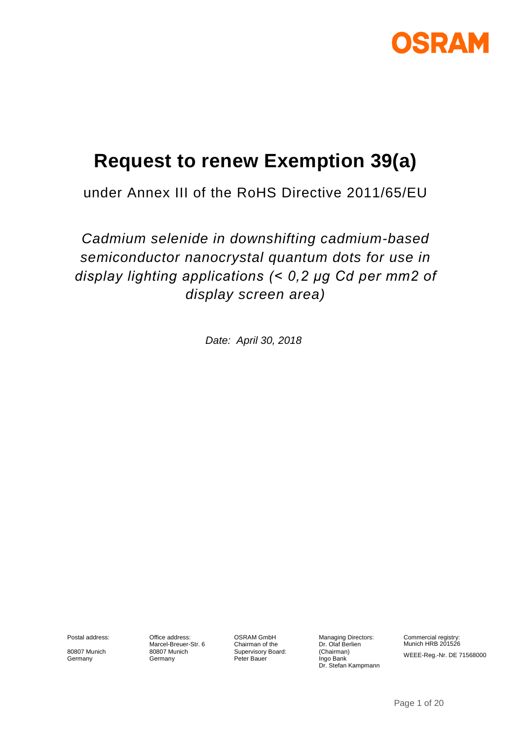OSRAM

# Request to renew Exemption 39(a)

under Annex III of the RoHS Directive 2011/65/EU

*Cadmium selenide in downshifting cadmium-based semiconductor nanocrystal quantum dots for use in display lighting applications (< 0,2 µg Cd per mm2 of display screen area)*

*Date: April 30, 2018*

| Postal address: | Office address: | OSRAM GmbH | Managing Directors: | Commercial registry: |
|---|---|---|---|---|
| 80807 Munich<br>Germany | Marcel-Breuer-Str. 6<br>80807 Munich<br>Germany | Chairman of the Supervisory Board:<br>Peter Bauer | Dr. Olaf Berlien (Chairman)<br>Ingo Bank<br>Dr. Stefan Kampmann | Munich HRB 201526<br>WEEE-Reg.-Nr. DE 71568000 |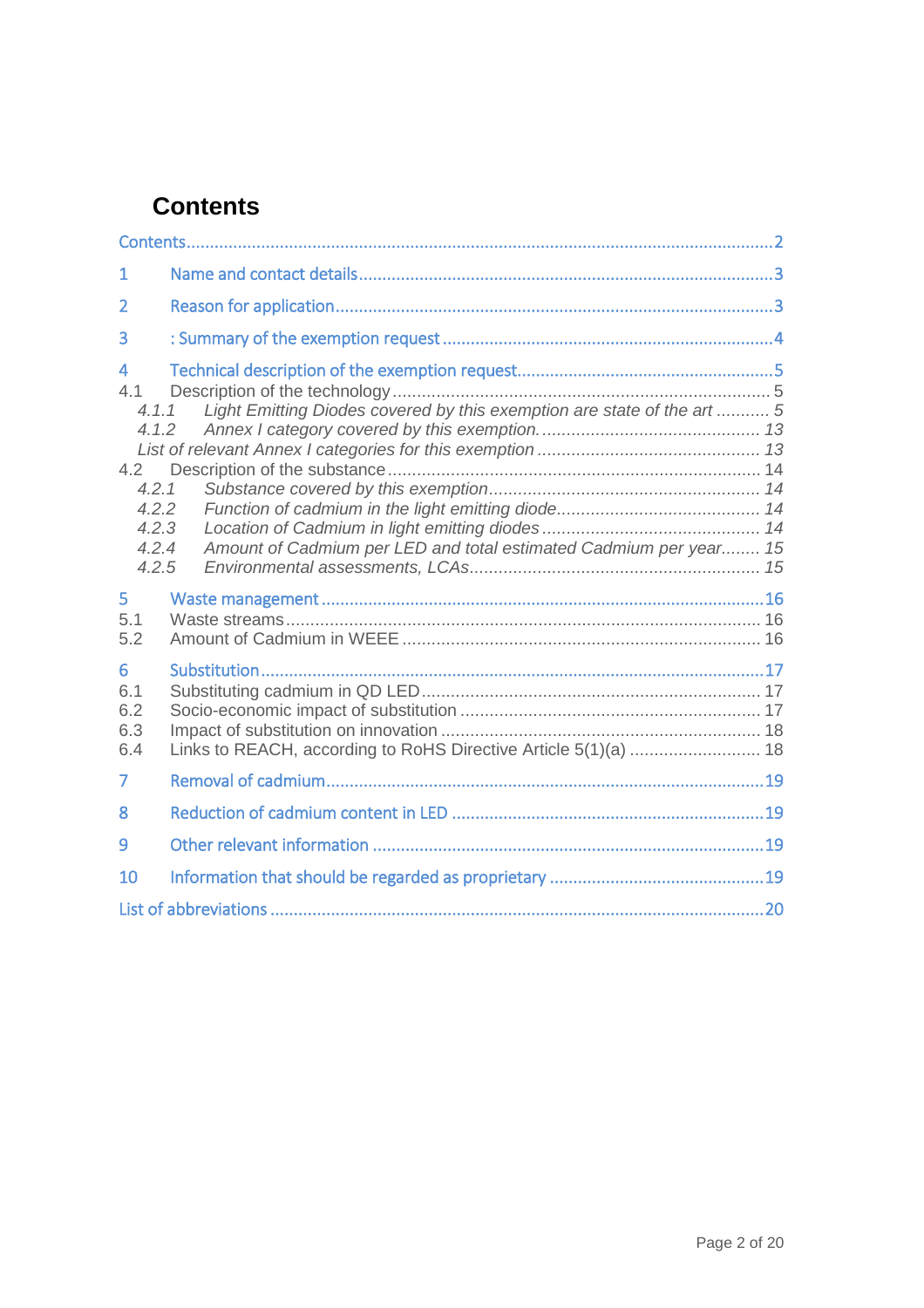# Contents

Contents ........ 2

1 Name and contact details ........ 3

2 Reason for application ........ 3

3 : Summary of the exemption request ........ 4

4 Technical description of the exemption request ........ 5

4.1 Description of the technology ........ 5

*4.1.1 Light Emitting Diodes covered by this exemption are state of the art ........ 5*

*4.1.2 Annex I category covered by this exemption. ........ 13*

*List of relevant Annex I categories for this exemption ........ 13*

4.2 Description of the substance ........ 14

*4.2.1 Substance covered by this exemption ........ 14*

*4.2.2 Function of cadmium in the light emitting diode ........ 14*

*4.2.3 Location of Cadmium in light emitting diodes ........ 14*

*4.2.4 Amount of Cadmium per LED and total estimated Cadmium per year ........ 15*

*4.2.5 Environmental assessments, LCAs ........ 15*

5 Waste management ........ 16

5.1 Waste streams ........ 16

5.2 Amount of Cadmium in WEEE ........ 16

6 Substitution ........ 17

6.1 Substituting cadmium in QD LED ........ 17

6.2 Socio-economic impact of substitution ........ 17

6.3 Impact of substitution on innovation ........ 18

6.4 Links to REACH, according to RoHS Directive Article 5(1)(a) ........ 18

7 Removal of cadmium ........ 19

8 Reduction of cadmium content in LED ........ 19

9 Other relevant information ........ 19

10 Information that should be regarded as proprietary ........ 19

List of abbreviations ........ 20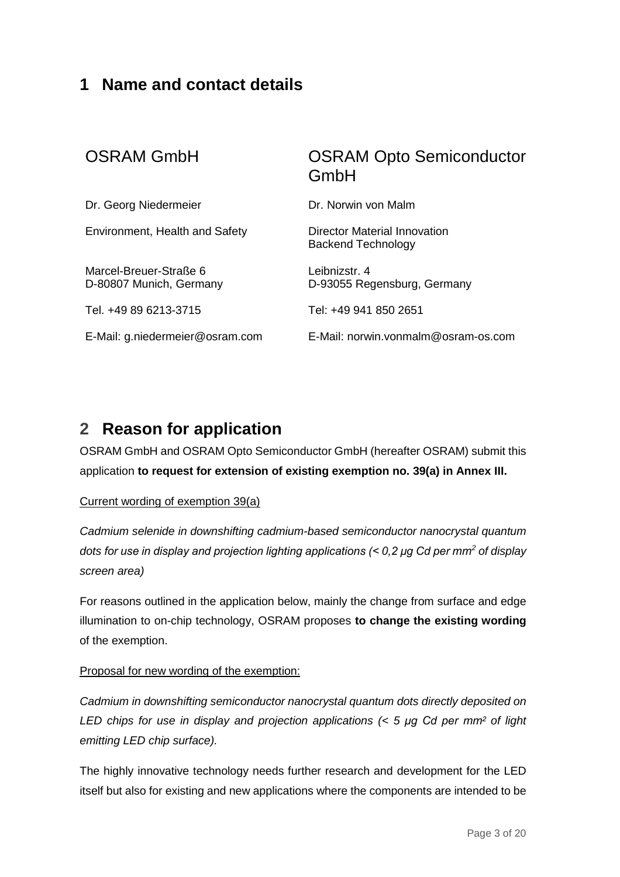# 1 Name and contact details

| OSRAM GmbH | OSRAM Opto Semiconductor GmbH |
|---|---|
| Dr. Georg Niedermeier | Dr. Norwin von Malm |
| Environment, Health and Safety | Director Material Innovation Backend Technology |
| Marcel-Breuer-Straße 6<br>D-80807 Munich, Germany | Leibnizstr. 4<br>D-93055 Regensburg, Germany |
| Tel. +49 89 6213-3715 | Tel: +49 941 850 2651 |
| E-Mail: g.niedermeier@osram.com | E-Mail: norwin.vonmalm@osram-os.com |

# 2 Reason for application

OSRAM GmbH and OSRAM Opto Semiconductor GmbH (hereafter OSRAM) submit this application **to request for extension of existing exemption no. 39(a) in Annex III.**

Current wording of exemption 39(a)

*Cadmium selenide in downshifting cadmium-based semiconductor nanocrystal quantum dots for use in display and projection lighting applications (< 0,2 µg Cd per mm$^2$ of display screen area)*

For reasons outlined in the application below, mainly the change from surface and edge illumination to on-chip technology, OSRAM proposes **to change the existing wording** of the exemption.

Proposal for new wording of the exemption:

*Cadmium in downshifting semiconductor nanocrystal quantum dots directly deposited on LED chips for use in display and projection applications (< 5 µg Cd per mm$^2$ of light emitting LED chip surface).*

The highly innovative technology needs further research and development for the LED itself but also for existing and new applications where the components are intended to be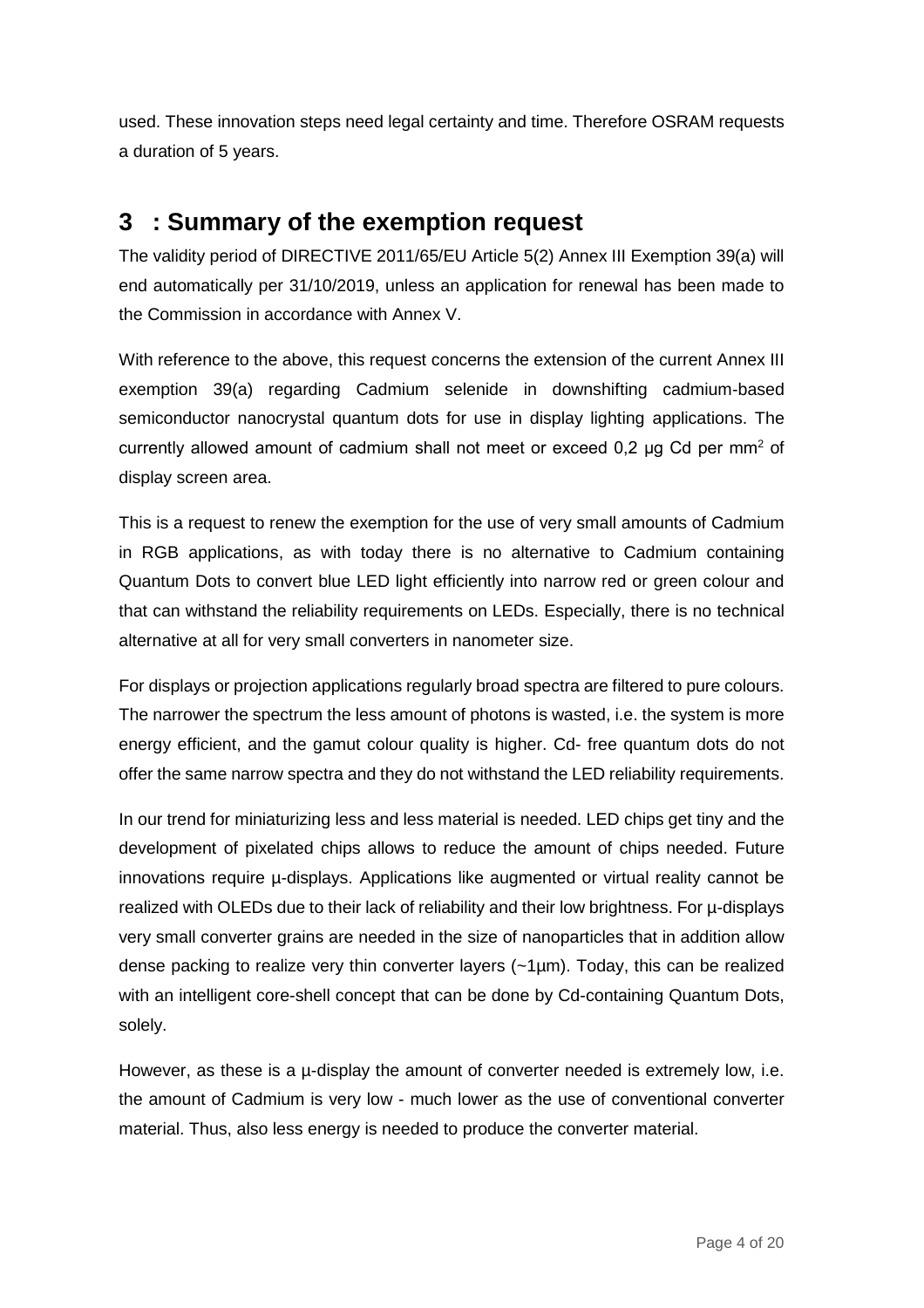used. These innovation steps need legal certainty and time. Therefore OSRAM requests a duration of 5 years.

## 3 : Summary of the exemption request

The validity period of DIRECTIVE 2011/65/EU Article 5(2) Annex III Exemption 39(a) will end automatically per 31/10/2019, unless an application for renewal has been made to the Commission in accordance with Annex V.

With reference to the above, this request concerns the extension of the current Annex III exemption 39(a) regarding Cadmium selenide in downshifting cadmium-based semiconductor nanocrystal quantum dots for use in display lighting applications. The currently allowed amount of cadmium shall not meet or exceed 0,2 µg Cd per $mm^2$ of display screen area.

This is a request to renew the exemption for the use of very small amounts of Cadmium in RGB applications, as with today there is no alternative to Cadmium containing Quantum Dots to convert blue LED light efficiently into narrow red or green colour and that can withstand the reliability requirements on LEDs. Especially, there is no technical alternative at all for very small converters in nanometer size.

For displays or projection applications regularly broad spectra are filtered to pure colours. The narrower the spectrum the less amount of photons is wasted, i.e. the system is more energy efficient, and the gamut colour quality is higher. Cd- free quantum dots do not offer the same narrow spectra and they do not withstand the LED reliability requirements.

In our trend for miniaturizing less and less material is needed. LED chips get tiny and the development of pixelated chips allows to reduce the amount of chips needed. Future innovations require µ-displays. Applications like augmented or virtual reality cannot be realized with OLEDs due to their lack of reliability and their low brightness. For µ-displays very small converter grains are needed in the size of nanoparticles that in addition allow dense packing to realize very thin converter layers (~1µm). Today, this can be realized with an intelligent core-shell concept that can be done by Cd-containing Quantum Dots, solely.

However, as these is a µ-display the amount of converter needed is extremely low, i.e. the amount of Cadmium is very low - much lower as the use of conventional converter material. Thus, also less energy is needed to produce the converter material.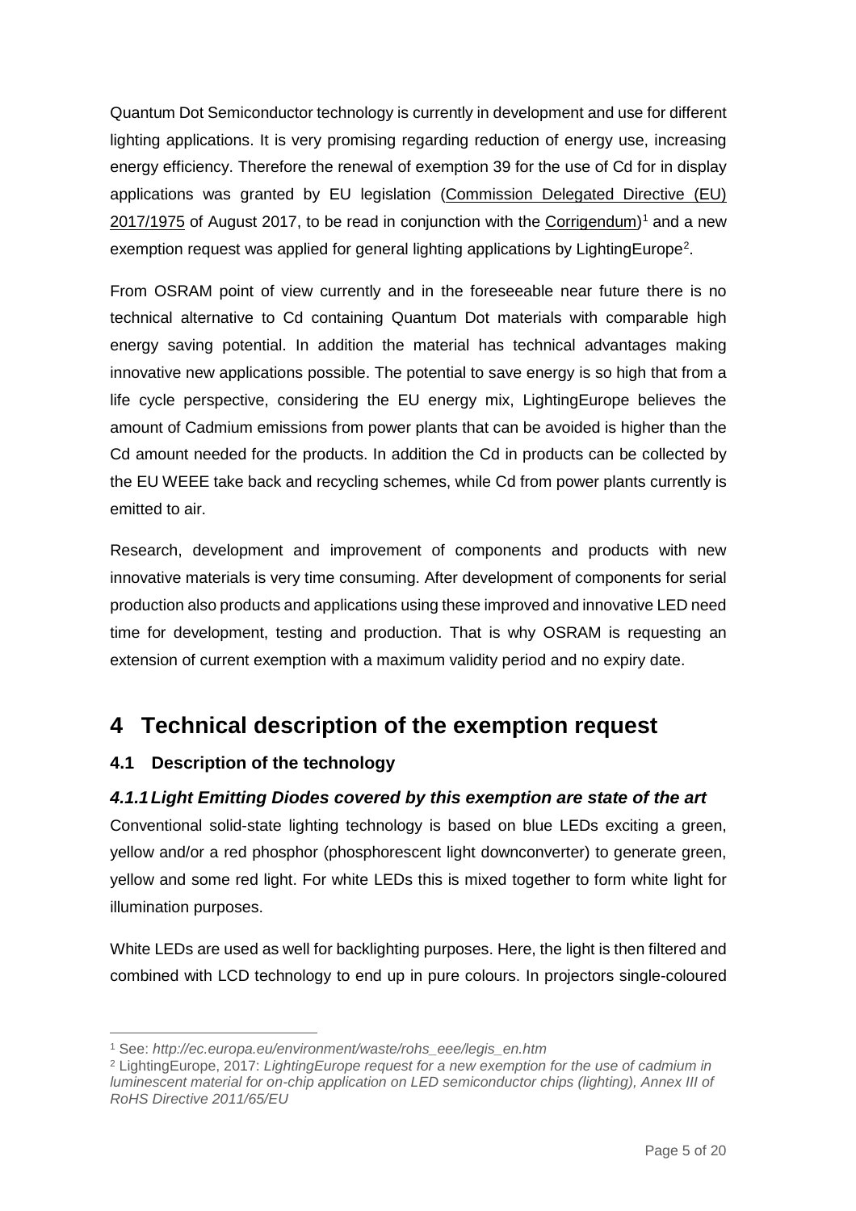Quantum Dot Semiconductor technology is currently in development and use for different lighting applications. It is very promising regarding reduction of energy use, increasing energy efficiency. Therefore the renewal of exemption 39 for the use of Cd for in display applications was granted by EU legislation (Commission Delegated Directive (EU) 2017/1975 of August 2017, to be read in conjunction with the Corrigendum)[1] and a new exemption request was applied for general lighting applications by LightingEurope[2].

From OSRAM point of view currently and in the foreseeable near future there is no technical alternative to Cd containing Quantum Dot materials with comparable high energy saving potential. In addition the material has technical advantages making innovative new applications possible. The potential to save energy is so high that from a life cycle perspective, considering the EU energy mix, LightingEurope believes the amount of Cadmium emissions from power plants that can be avoided is higher than the Cd amount needed for the products. In addition the Cd in products can be collected by the EU WEEE take back and recycling schemes, while Cd from power plants currently is emitted to air.

Research, development and improvement of components and products with new innovative materials is very time consuming. After development of components for serial production also products and applications using these improved and innovative LED need time for development, testing and production. That is why OSRAM is requesting an extension of current exemption with a maximum validity period and no expiry date.

# 4 Technical description of the exemption request

## 4.1 Description of the technology

### *4.1.1 Light Emitting Diodes covered by this exemption are state of the art*

Conventional solid-state lighting technology is based on blue LEDs exciting a green, yellow and/or a red phosphor (phosphorescent light downconverter) to generate green, yellow and some red light. For white LEDs this is mixed together to form white light for illumination purposes.

White LEDs are used as well for backlighting purposes. Here, the light is then filtered and combined with LCD technology to end up in pure colours. In projectors single-coloured

---

[1] See: *http://ec.europa.eu/environment/waste/rohs_eee/legis_en.htm*

[2] LightingEurope, 2017: *LightingEurope request for a new exemption for the use of cadmium in luminescent material for on-chip application on LED semiconductor chips (lighting), Annex III of RoHS Directive 2011/65/EU*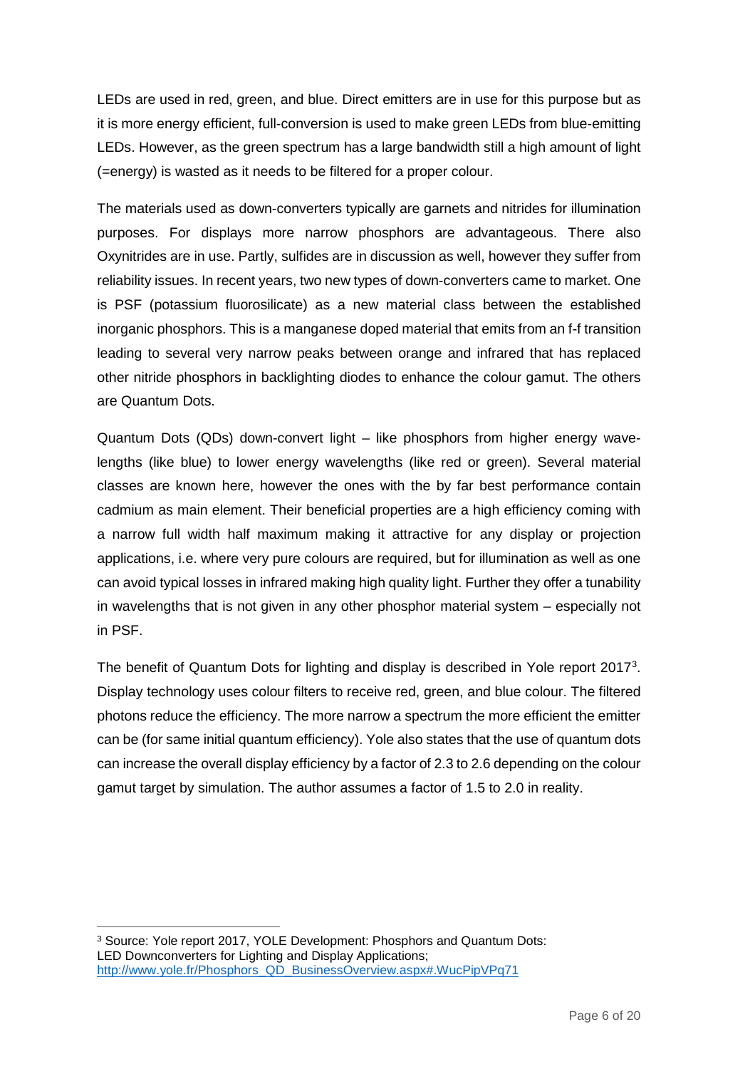LEDs are used in red, green, and blue. Direct emitters are in use for this purpose but as it is more energy efficient, full-conversion is used to make green LEDs from blue-emitting LEDs. However, as the green spectrum has a large bandwidth still a high amount of light (=energy) is wasted as it needs to be filtered for a proper colour.

The materials used as down-converters typically are garnets and nitrides for illumination purposes. For displays more narrow phosphors are advantageous. There also Oxynitrides are in use. Partly, sulfides are in discussion as well, however they suffer from reliability issues. In recent years, two new types of down-converters came to market. One is PSF (potassium fluorosilicate) as a new material class between the established inorganic phosphors. This is a manganese doped material that emits from an f-f transition leading to several very narrow peaks between orange and infrared that has replaced other nitride phosphors in backlighting diodes to enhance the colour gamut. The others are Quantum Dots.

Quantum Dots (QDs) down-convert light – like phosphors from higher energy wavelengths (like blue) to lower energy wavelengths (like red or green). Several material classes are known here, however the ones with the by far best performance contain cadmium as main element. Their beneficial properties are a high efficiency coming with a narrow full width half maximum making it attractive for any display or projection applications, i.e. where very pure colours are required, but for illumination as well as one can avoid typical losses in infrared making high quality light. Further they offer a tunability in wavelengths that is not given in any other phosphor material system – especially not in PSF.

The benefit of Quantum Dots for lighting and display is described in Yole report 2017[3]. Display technology uses colour filters to receive red, green, and blue colour. The filtered photons reduce the efficiency. The more narrow a spectrum the more efficient the emitter can be (for same initial quantum efficiency). Yole also states that the use of quantum dots can increase the overall display efficiency by a factor of 2.3 to 2.6 depending on the colour gamut target by simulation. The author assumes a factor of 1.5 to 2.0 in reality.

[3] Source: Yole report 2017, YOLE Development: Phosphors and Quantum Dots: LED Downconverters for Lighting and Display Applications; http://www.yole.fr/Phosphors_QD_BusinessOverview.aspx#.WucPipVPq71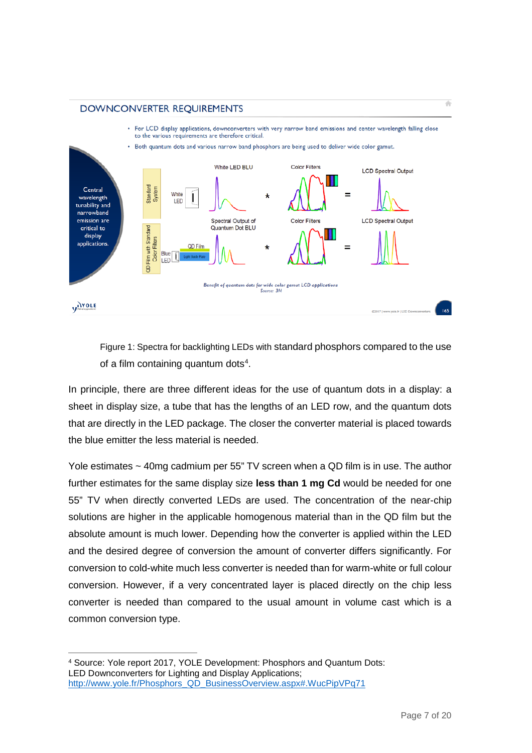Figure 1: Spectra for backlighting LEDs with standard phosphors compared to the use of a film containing quantum dots[4].

In principle, there are three different ideas for the use of quantum dots in a display: a sheet in display size, a tube that has the lengths of an LED row, and the quantum dots that are directly in the LED package. The closer the converter material is placed towards the blue emitter the less material is needed.

Yole estimates ~ 40mg cadmium per 55" TV screen when a QD film is in use. The author further estimates for the same display size **less than 1 mg Cd** would be needed for one 55" TV when directly converted LEDs are used. The concentration of the near-chip solutions are higher in the applicable homogenous material than in the QD film but the absolute amount is much lower. Depending how the converter is applied within the LED and the desired degree of conversion the amount of converter differs significantly. For conversion to cold-white much less converter is needed than for warm-white or full colour conversion. However, if a very concentrated layer is placed directly on the chip less converter is needed than compared to the usual amount in volume cast which is a common conversion type.

---

[4] Source: Yole report 2017, YOLE Development: Phosphors and Quantum Dots: LED Downconverters for Lighting and Display Applications; http://www.yole.fr/Phosphors_QD_BusinessOverview.aspx#.WucPipVPq71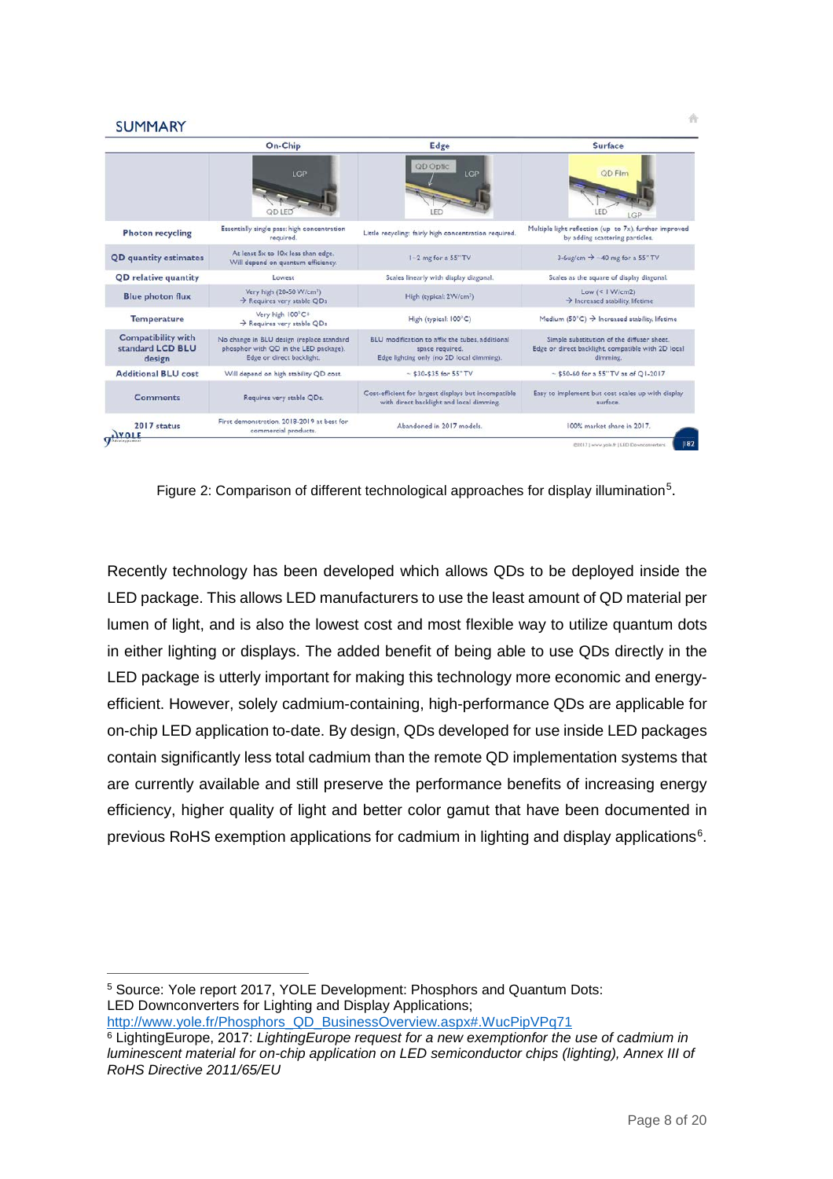## SUMMARY

| | On-Chip | Edge | Surface |
|---|---|---|---|
| | LGP / QD LED | QD Optic / LGP / LED | QD Film / LED / LGP |
| **Photon recycling** | Essentially single pass: high concentration required. | Little recycling: fairly high concentration required. | Multiple light reflection (up to 7x), further improved by adding scattering particles. |
| **QD quantity estimates** | At least 5x to 10x less than edge. Will depend on quantum efficiency. | 1~2 mg for a 55" TV | 3-6µg/cm → ~40 mg for a 55" TV |
| **QD relative quantity** | Lowest | Scales linearly with display diagonal. | Scales as the square of display diagonal. |
| **Blue photon flux** | Very high (20-50 W/cm²) → Requires very stable QDs | High (typical: 2W/cm²) | Low (< 1 W/cm2) → Increased stability, lifetime |
| **Temperature** | Very high 100°C+ → Requires very stable QDs | High (typical: 100°C) | Medium (50°C) → Increased stability, lifetime |
| **Compatibility with standard LCD BLU design** | No change in BLU design (replace standard phosphor with QD in the LED package). Edge or direct backlight. | BLU modification to affix the tubes, additional space required. Edge lighting only (no 2D local dimming). | Simple substitution of the diffuser sheet. Edge or direct backlight, compatible with 2D local dimming. |
| **Additional BLU cost** | Will depend on high stability QD cost. | ~ $30-$35 for 55" TV | ~ $50-60 for a 55" TV as of Q1-2017 |
| **Comments** | Requires very stable QDs. | Cost-efficient for largest displays but incompatible with direct backlight and local dimming. | Easy to implement but cost scales up with display surface. |
| **2017 status** | First demonstration 2018-2019 at best for commercial products. | Abandoned in 2017 models. | 100% market share in 2017. |

Figure 2: Comparison of different technological approaches for display illumination[5].

Recently technology has been developed which allows QDs to be deployed inside the LED package. This allows LED manufacturers to use the least amount of QD material per lumen of light, and is also the lowest cost and most flexible way to utilize quantum dots in either lighting or displays. The added benefit of being able to use QDs directly in the LED package is utterly important for making this technology more economic and energy-efficient. However, solely cadmium-containing, high-performance QDs are applicable for on-chip LED application to-date. By design, QDs developed for use inside LED packages contain significantly less total cadmium than the remote QD implementation systems that are currently available and still preserve the performance benefits of increasing energy efficiency, higher quality of light and better color gamut that have been documented in previous RoHS exemption applications for cadmium in lighting and display applications[6].

---

[5] Source: Yole report 2017, YOLE Development: Phosphors and Quantum Dots: LED Downconverters for Lighting and Display Applications; http://www.yole.fr/Phosphors_QD_BusinessOverview.aspx#.WucPipVPq71

[6] LightingEurope, 2017: *LightingEurope request for a new exemptionfor the use of cadmium in luminescent material for on-chip application on LED semiconductor chips (lighting), Annex III of RoHS Directive 2011/65/EU*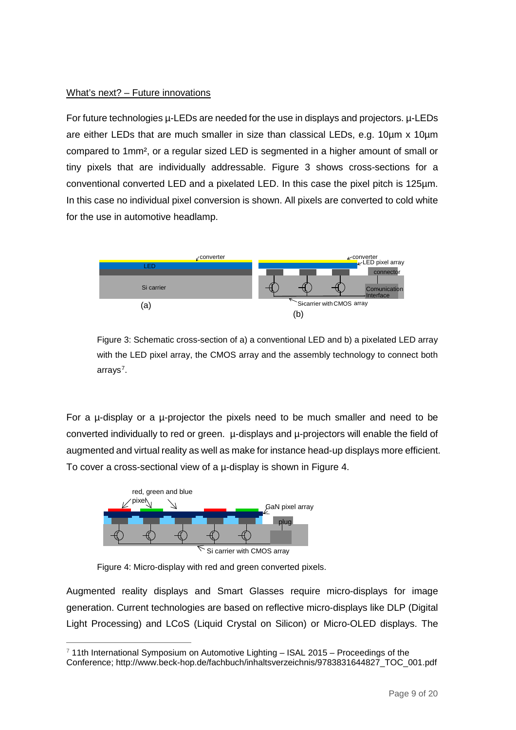What's next? – Future innovations

For future technologies µ-LEDs are needed for the use in displays and projectors. µ-LEDs are either LEDs that are much smaller in size than classical LEDs, e.g. 10µm x 10µm compared to 1mm², or a regular sized LED is segmented in a higher amount of small or tiny pixels that are individually addressable. Figure 3 shows cross-sections for a conventional converted LED and a pixelated LED. In this case the pixel pitch is 125µm. In this case no individual pixel conversion is shown. All pixels are converted to cold white for the use in automotive headlamp.

Figure 3: Schematic cross-section of a) a conventional LED and b) a pixelated LED array with the LED pixel array, the CMOS array and the assembly technology to connect both arrays[7].

For a µ-display or a µ-projector the pixels need to be much smaller and need to be converted individually to red or green. µ-displays and µ-projectors will enable the field of augmented and virtual reality as well as make for instance head-up displays more efficient. To cover a cross-sectional view of a µ-display is shown in Figure 4.

Figure 4: Micro-display with red and green converted pixels.

Augmented reality displays and Smart Glasses require micro-displays for image generation. Current technologies are based on reflective micro-displays like DLP (Digital Light Processing) and LCoS (Liquid Crystal on Silicon) or Micro-OLED displays. The

[7] 11th International Symposium on Automotive Lighting – ISAL 2015 – Proceedings of the Conference; http://www.beck-hop.de/fachbuch/inhaltsverzeichnis/9783831644827_TOC_001.pdf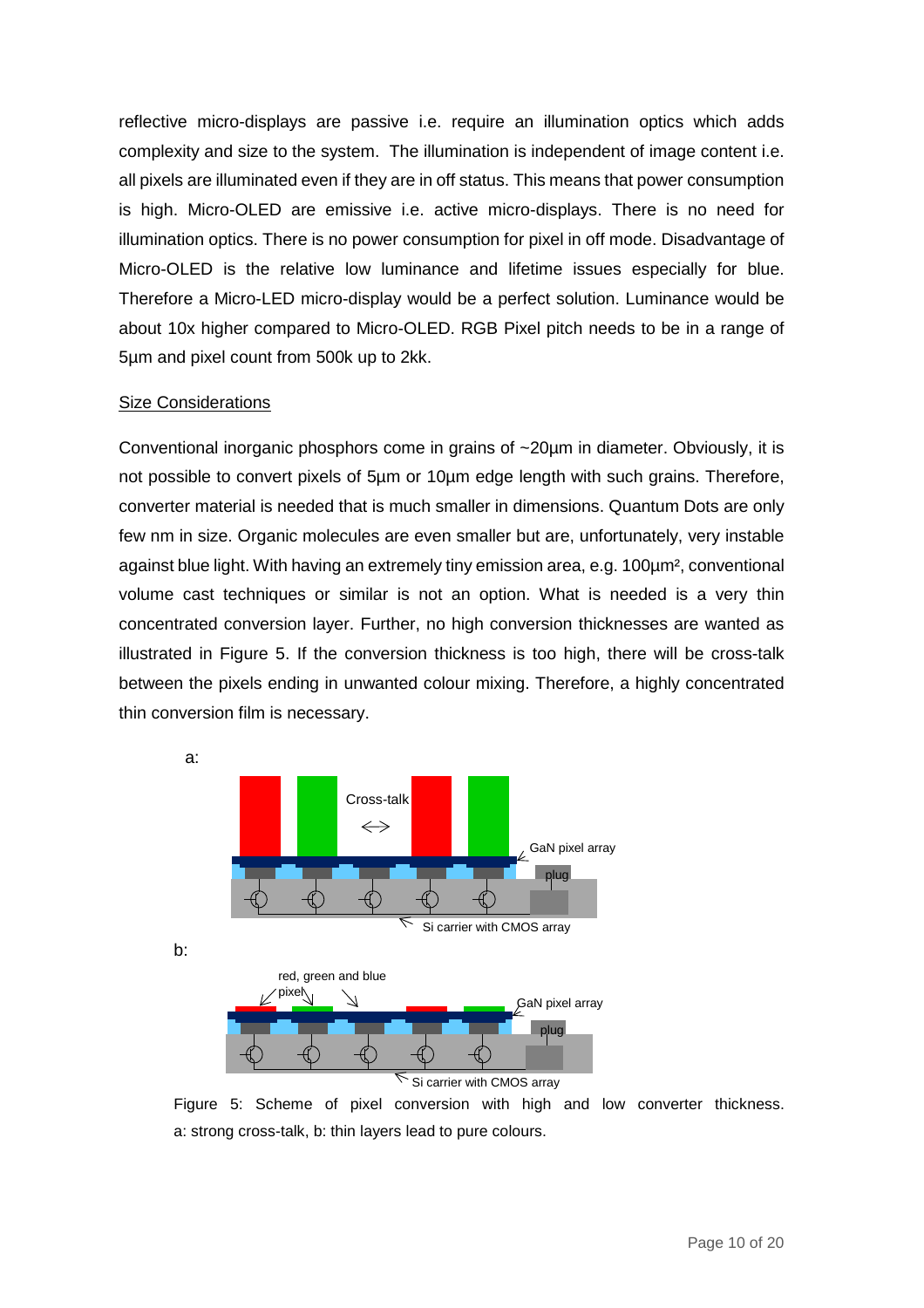reflective micro-displays are passive i.e. require an illumination optics which adds complexity and size to the system. The illumination is independent of image content i.e. all pixels are illuminated even if they are in off status. This means that power consumption is high. Micro-OLED are emissive i.e. active micro-displays. There is no need for illumination optics. There is no power consumption for pixel in off mode. Disadvantage of Micro-OLED is the relative low luminance and lifetime issues especially for blue. Therefore a Micro-LED micro-display would be a perfect solution. Luminance would be about 10x higher compared to Micro-OLED. RGB Pixel pitch needs to be in a range of 5µm and pixel count from 500k up to 2kk.

## Size Considerations

Conventional inorganic phosphors come in grains of ~20µm in diameter. Obviously, it is not possible to convert pixels of 5µm or 10µm edge length with such grains. Therefore, converter material is needed that is much smaller in dimensions. Quantum Dots are only few nm in size. Organic molecules are even smaller but are, unfortunately, very instable against blue light. With having an extremely tiny emission area, e.g. 100µm², conventional volume cast techniques or similar is not an option. What is needed is a very thin concentrated conversion layer. Further, no high conversion thicknesses are wanted as illustrated in Figure 5. If the conversion thickness is too high, there will be cross-talk between the pixels ending in unwanted colour mixing. Therefore, a highly concentrated thin conversion film is necessary.

Figure 5: Scheme of pixel conversion with high and low converter thickness. a: strong cross-talk, b: thin layers lead to pure colours.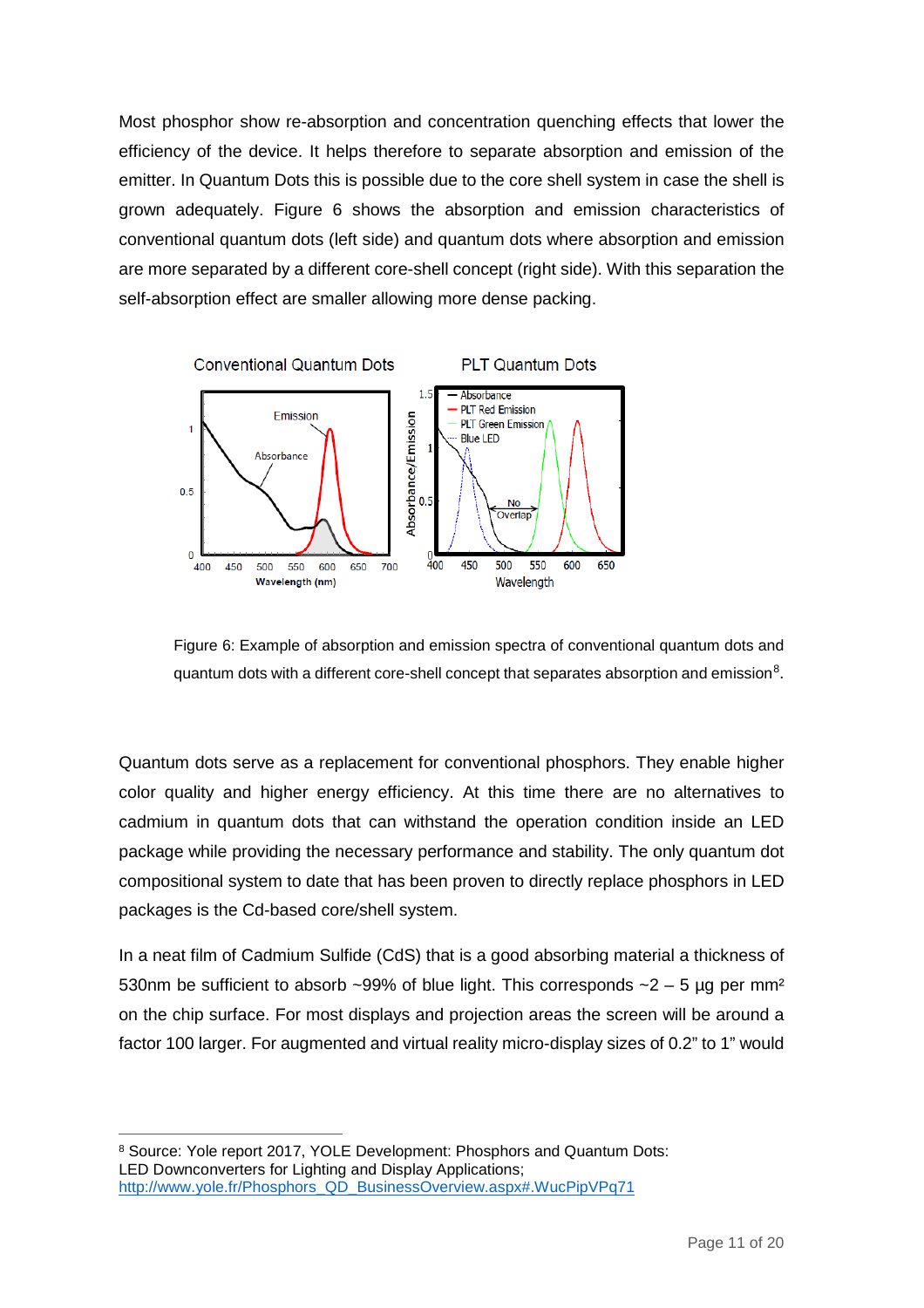Most phosphor show re-absorption and concentration quenching effects that lower the efficiency of the device. It helps therefore to separate absorption and emission of the emitter. In Quantum Dots this is possible due to the core shell system in case the shell is grown adequately. Figure 6 shows the absorption and emission characteristics of conventional quantum dots (left side) and quantum dots where absorption and emission are more separated by a different core-shell concept (right side). With this separation the self-absorption effect are smaller allowing more dense packing.

Figure 6: Example of absorption and emission spectra of conventional quantum dots and quantum dots with a different core-shell concept that separates absorption and emission[8].

Quantum dots serve as a replacement for conventional phosphors. They enable higher color quality and higher energy efficiency. At this time there are no alternatives to cadmium in quantum dots that can withstand the operation condition inside an LED package while providing the necessary performance and stability. The only quantum dot compositional system to date that has been proven to directly replace phosphors in LED packages is the Cd-based core/shell system.

In a neat film of Cadmium Sulfide (CdS) that is a good absorbing material a thickness of 530nm be sufficient to absorb ~99% of blue light. This corresponds ~2 – 5 µg per mm² on the chip surface. For most displays and projection areas the screen will be around a factor 100 larger. For augmented and virtual reality micro-display sizes of 0.2” to 1” would

---

[8] Source: Yole report 2017, YOLE Development: Phosphors and Quantum Dots: LED Downconverters for Lighting and Display Applications; http://www.yole.fr/Phosphors_QD_BusinessOverview.aspx#.WucPipVPq71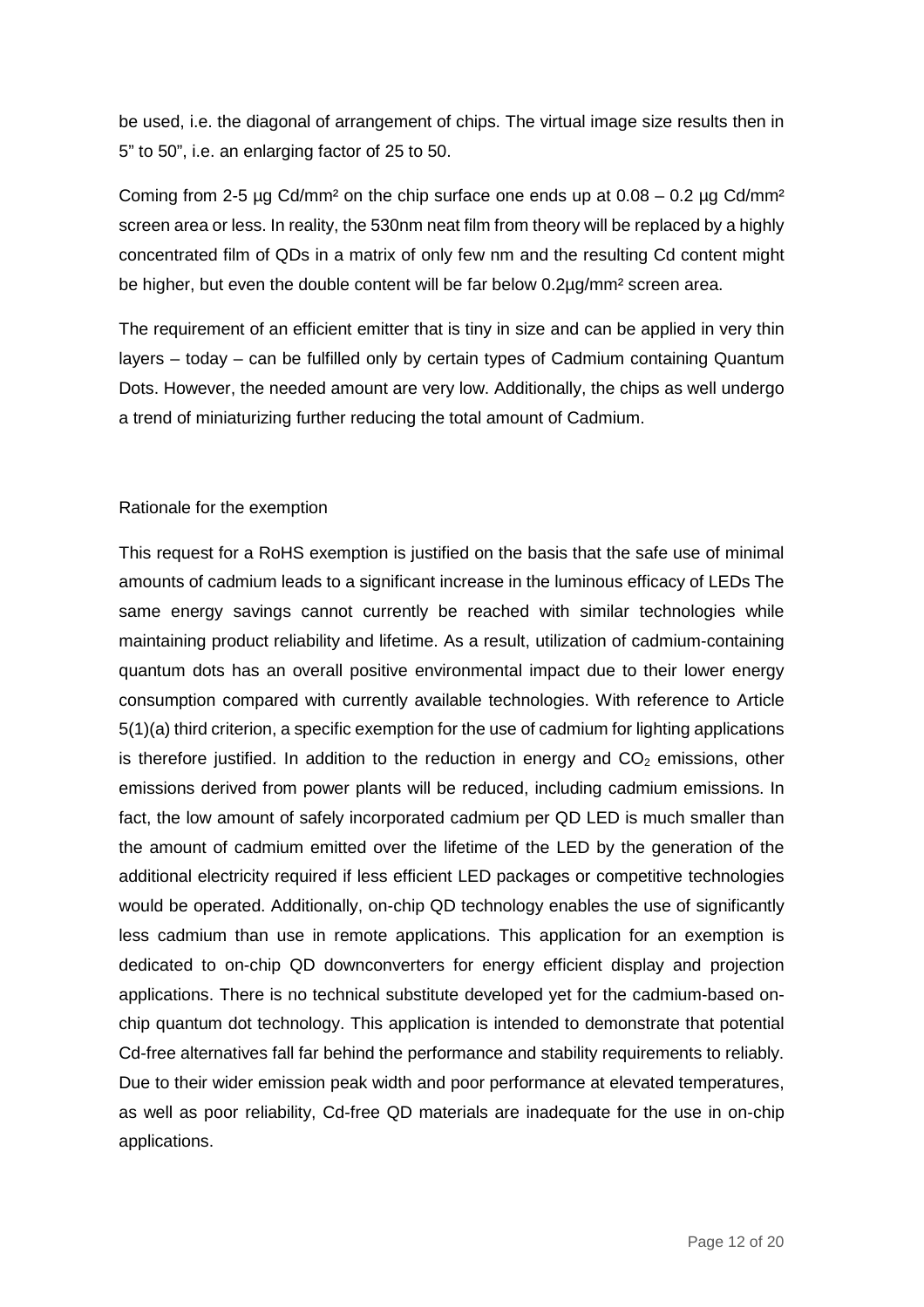be used, i.e. the diagonal of arrangement of chips. The virtual image size results then in 5" to 50", i.e. an enlarging factor of 25 to 50.

Coming from 2-5 µg Cd/mm² on the chip surface one ends up at 0.08 – 0.2 µg Cd/mm² screen area or less. In reality, the 530nm neat film from theory will be replaced by a highly concentrated film of QDs in a matrix of only few nm and the resulting Cd content might be higher, but even the double content will be far below 0.2µg/mm² screen area.

The requirement of an efficient emitter that is tiny in size and can be applied in very thin layers – today – can be fulfilled only by certain types of Cadmium containing Quantum Dots. However, the needed amount are very low. Additionally, the chips as well undergo a trend of miniaturizing further reducing the total amount of Cadmium.

Rationale for the exemption

This request for a RoHS exemption is justified on the basis that the safe use of minimal amounts of cadmium leads to a significant increase in the luminous efficacy of LEDs The same energy savings cannot currently be reached with similar technologies while maintaining product reliability and lifetime. As a result, utilization of cadmium-containing quantum dots has an overall positive environmental impact due to their lower energy consumption compared with currently available technologies. With reference to Article 5(1)(a) third criterion, a specific exemption for the use of cadmium for lighting applications is therefore justified. In addition to the reduction in energy and $CO_2$ emissions, other emissions derived from power plants will be reduced, including cadmium emissions. In fact, the low amount of safely incorporated cadmium per QD LED is much smaller than the amount of cadmium emitted over the lifetime of the LED by the generation of the additional electricity required if less efficient LED packages or competitive technologies would be operated. Additionally, on-chip QD technology enables the use of significantly less cadmium than use in remote applications. This application for an exemption is dedicated to on-chip QD downconverters for energy efficient display and projection applications. There is no technical substitute developed yet for the cadmium-based on-chip quantum dot technology. This application is intended to demonstrate that potential Cd-free alternatives fall far behind the performance and stability requirements to reliably. Due to their wider emission peak width and poor performance at elevated temperatures, as well as poor reliability, Cd-free QD materials are inadequate for the use in on-chip applications.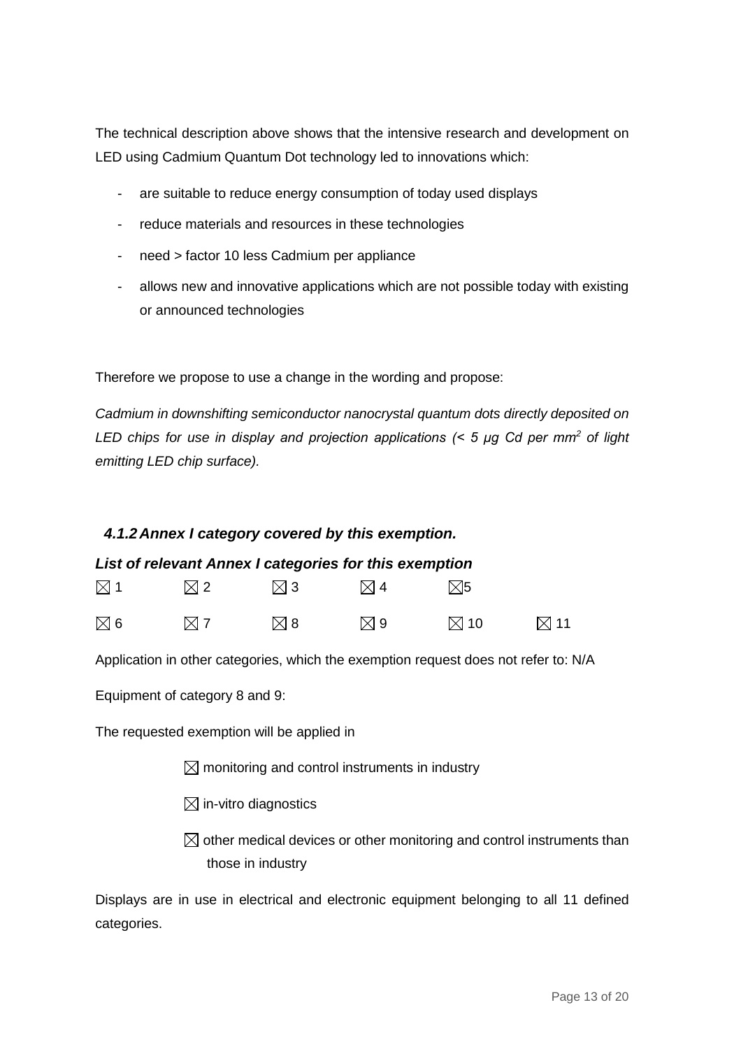The technical description above shows that the intensive research and development on LED using Cadmium Quantum Dot technology led to innovations which:

- are suitable to reduce energy consumption of today used displays
- reduce materials and resources in these technologies
- need > factor 10 less Cadmium per appliance
- allows new and innovative applications which are not possible today with existing or announced technologies

Therefore we propose to use a change in the wording and propose:

*Cadmium in downshifting semiconductor nanocrystal quantum dots directly deposited on LED chips for use in display and projection applications (< 5 µg Cd per mm$^2$ of light emitting LED chip surface).*

### 4.1.2 Annex I category covered by this exemption.

***List of relevant Annex I categories for this exemption***

☒ 1 ☒ 2 ☒ 3 ☒ 4 ☒5

☒ 6 ☒ 7 ☒ 8 ☒ 9 ☒ 10 ☒ 11

Application in other categories, which the exemption request does not refer to: N/A

Equipment of category 8 and 9:

The requested exemption will be applied in

☒ monitoring and control instruments in industry

☒ in-vitro diagnostics

☒ other medical devices or other monitoring and control instruments than those in industry

Displays are in use in electrical and electronic equipment belonging to all 11 defined categories.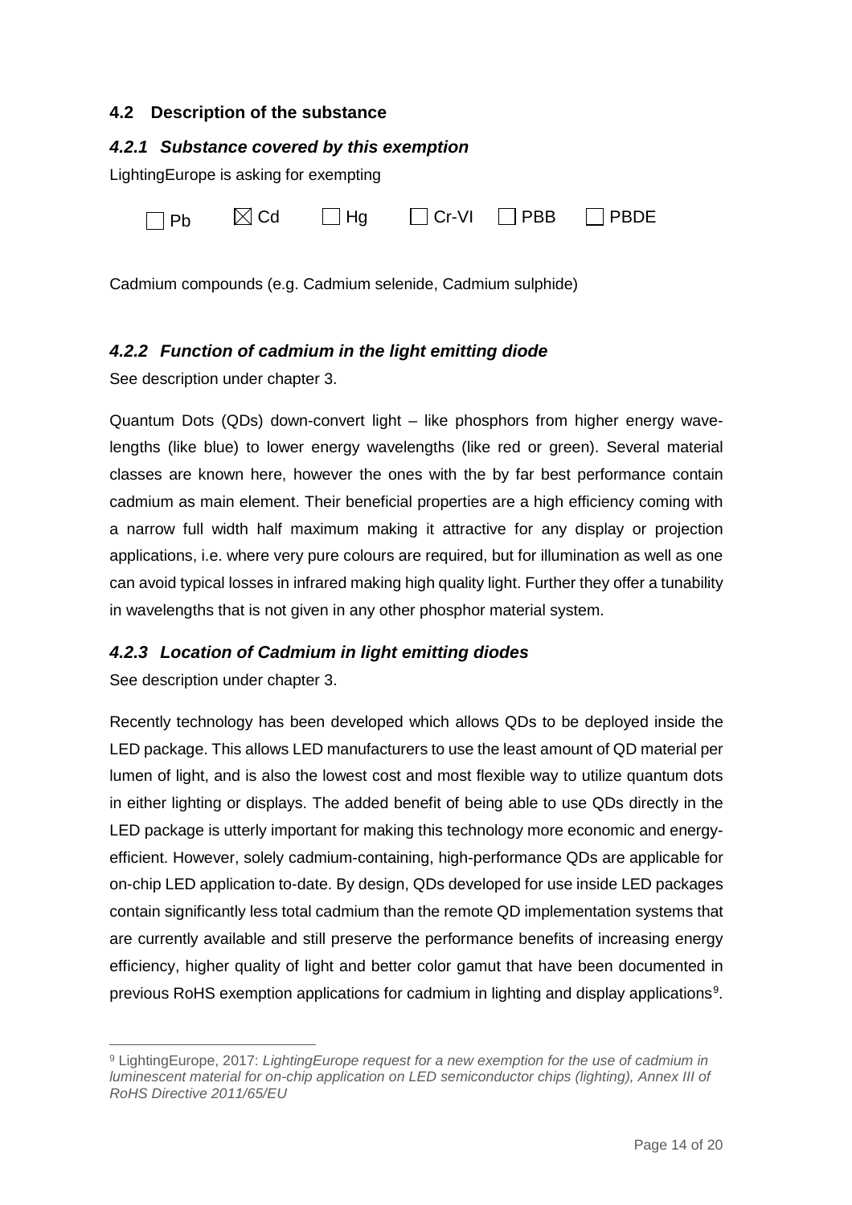## 4.2 Description of the substance

### *4.2.1 Substance covered by this exemption*

LightingEurope is asking for exempting

☐ Pb ☒ Cd ☐ Hg ☐ Cr-VI ☐ PBB ☐ PBDE

Cadmium compounds (e.g. Cadmium selenide, Cadmium sulphide)

### *4.2.2 Function of cadmium in the light emitting diode*

See description under chapter 3.

Quantum Dots (QDs) down-convert light – like phosphors from higher energy wavelengths (like blue) to lower energy wavelengths (like red or green). Several material classes are known here, however the ones with the by far best performance contain cadmium as main element. Their beneficial properties are a high efficiency coming with a narrow full width half maximum making it attractive for any display or projection applications, i.e. where very pure colours are required, but for illumination as well as one can avoid typical losses in infrared making high quality light. Further they offer a tunability in wavelengths that is not given in any other phosphor material system.

### *4.2.3 Location of Cadmium in light emitting diodes*

See description under chapter 3.

Recently technology has been developed which allows QDs to be deployed inside the LED package. This allows LED manufacturers to use the least amount of QD material per lumen of light, and is also the lowest cost and most flexible way to utilize quantum dots in either lighting or displays. The added benefit of being able to use QDs directly in the LED package is utterly important for making this technology more economic and energy-efficient. However, solely cadmium-containing, high-performance QDs are applicable for on-chip LED application to-date. By design, QDs developed for use inside LED packages contain significantly less total cadmium than the remote QD implementation systems that are currently available and still preserve the performance benefits of increasing energy efficiency, higher quality of light and better color gamut that have been documented in previous RoHS exemption applications for cadmium in lighting and display applications[9].

[9] LightingEurope, 2017: *LightingEurope request for a new exemption for the use of cadmium in luminescent material for on-chip application on LED semiconductor chips (lighting), Annex III of RoHS Directive 2011/65/EU*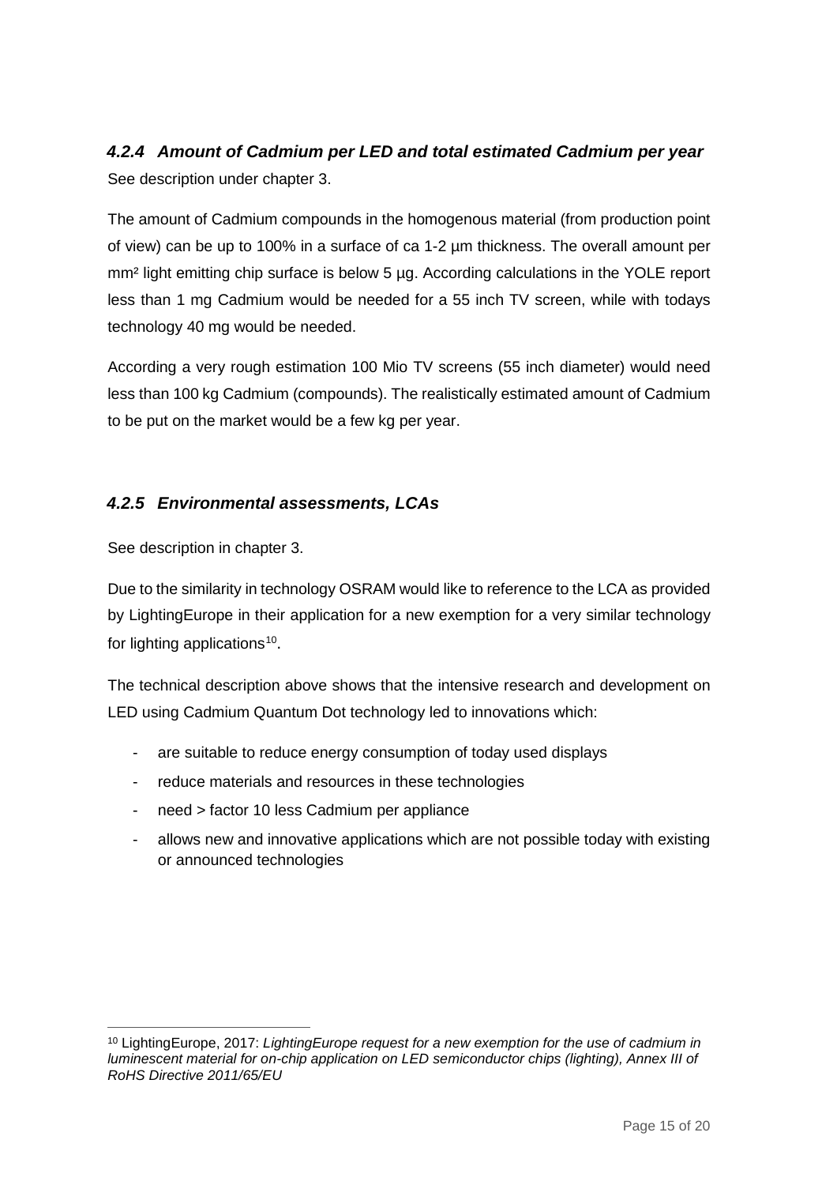### *4.2.4 Amount of Cadmium per LED and total estimated Cadmium per year*

See description under chapter 3.

The amount of Cadmium compounds in the homogenous material (from production point of view) can be up to 100% in a surface of ca 1-2 µm thickness. The overall amount per mm² light emitting chip surface is below 5 µg. According calculations in the YOLE report less than 1 mg Cadmium would be needed for a 55 inch TV screen, while with todays technology 40 mg would be needed.

According a very rough estimation 100 Mio TV screens (55 inch diameter) would need less than 100 kg Cadmium (compounds). The realistically estimated amount of Cadmium to be put on the market would be a few kg per year.

### *4.2.5 Environmental assessments, LCAs*

See description in chapter 3.

Due to the similarity in technology OSRAM would like to reference to the LCA as provided by LightingEurope in their application for a new exemption for a very similar technology for lighting applications[10].

The technical description above shows that the intensive research and development on LED using Cadmium Quantum Dot technology led to innovations which:

- are suitable to reduce energy consumption of today used displays
- reduce materials and resources in these technologies
- need > factor 10 less Cadmium per appliance
- allows new and innovative applications which are not possible today with existing or announced technologies

---

[10] LightingEurope, 2017: *LightingEurope request for a new exemption for the use of cadmium in luminescent material for on-chip application on LED semiconductor chips (lighting), Annex III of RoHS Directive 2011/65/EU*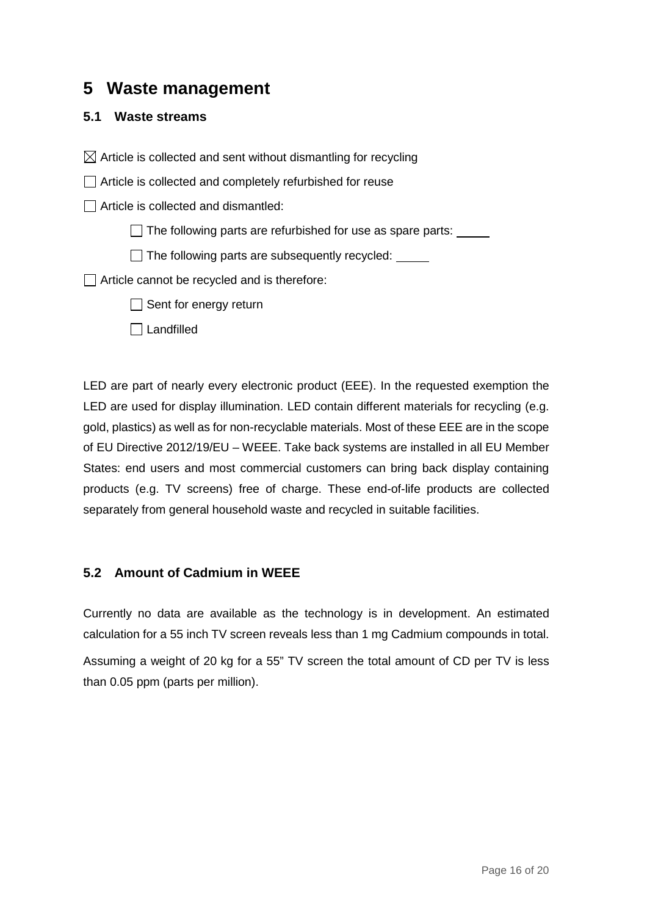# 5 Waste management

## 5.1 Waste streams

☒ Article is collected and sent without dismantling for recycling

☐ Article is collected and completely refurbished for reuse

☐ Article is collected and dismantled:

- ☐ The following parts are refurbished for use as spare parts: _____
- ☐ The following parts are subsequently recycled: _____

☐ Article cannot be recycled and is therefore:

- ☐ Sent for energy return
- ☐ Landfilled

LED are part of nearly every electronic product (EEE). In the requested exemption the LED are used for display illumination. LED contain different materials for recycling (e.g. gold, plastics) as well as for non-recyclable materials. Most of these EEE are in the scope of EU Directive 2012/19/EU – WEEE. Take back systems are installed in all EU Member States: end users and most commercial customers can bring back display containing products (e.g. TV screens) free of charge. These end-of-life products are collected separately from general household waste and recycled in suitable facilities.

## 5.2 Amount of Cadmium in WEEE

Currently no data are available as the technology is in development. An estimated calculation for a 55 inch TV screen reveals less than 1 mg Cadmium compounds in total.

Assuming a weight of 20 kg for a 55" TV screen the total amount of CD per TV is less than 0.05 ppm (parts per million).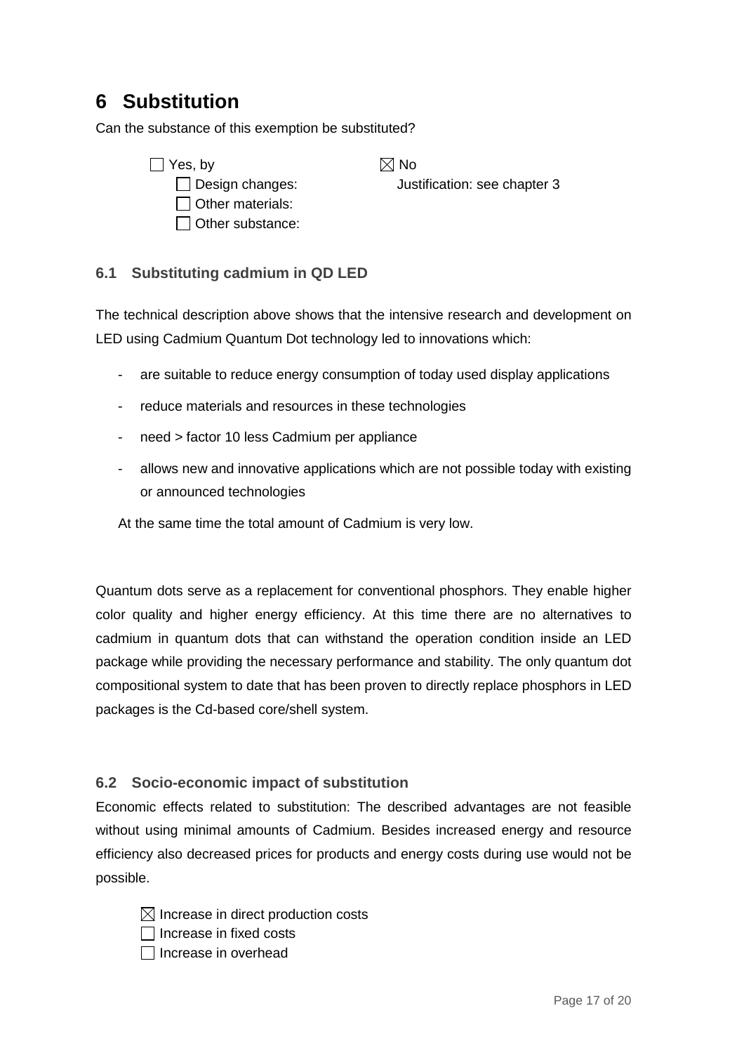# 6 Substitution

Can the substance of this exemption be substituted?

☐ Yes, by
  ☐ Design changes:
  ☐ Other materials:
  ☐ Other substance:

☒ No
  Justification: see chapter 3

## 6.1 Substituting cadmium in QD LED

The technical description above shows that the intensive research and development on LED using Cadmium Quantum Dot technology led to innovations which:

- are suitable to reduce energy consumption of today used display applications
- reduce materials and resources in these technologies
- need > factor 10 less Cadmium per appliance
- allows new and innovative applications which are not possible today with existing or announced technologies

At the same time the total amount of Cadmium is very low.

Quantum dots serve as a replacement for conventional phosphors. They enable higher color quality and higher energy efficiency. At this time there are no alternatives to cadmium in quantum dots that can withstand the operation condition inside an LED package while providing the necessary performance and stability. The only quantum dot compositional system to date that has been proven to directly replace phosphors in LED packages is the Cd-based core/shell system.

## 6.2 Socio-economic impact of substitution

Economic effects related to substitution: The described advantages are not feasible without using minimal amounts of Cadmium. Besides increased energy and resource efficiency also decreased prices for products and energy costs during use would not be possible.

☒ Increase in direct production costs
☐ Increase in fixed costs
☐ Increase in overhead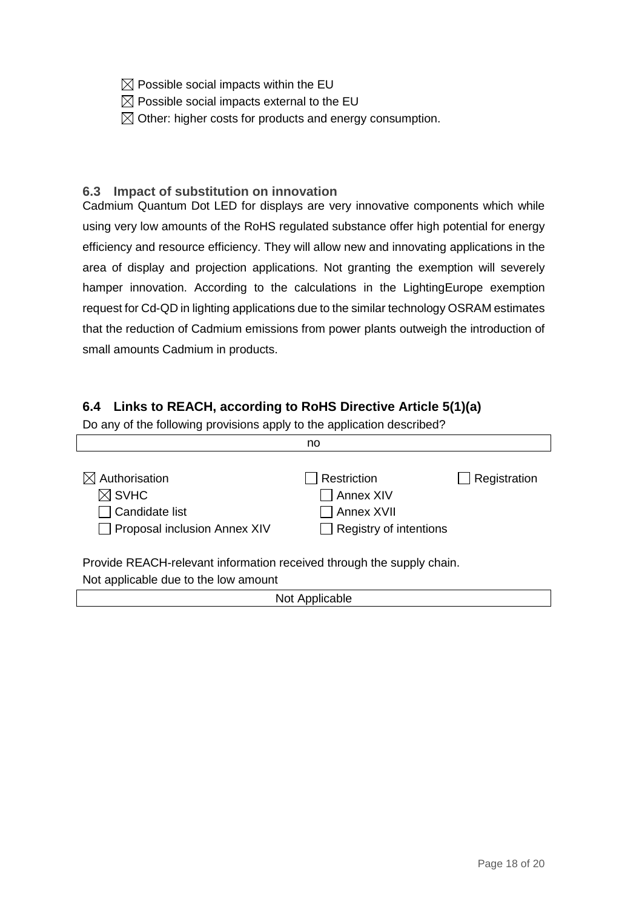☒ Possible social impacts within the EU
☒ Possible social impacts external to the EU
☒ Other: higher costs for products and energy consumption.

### 6.3 Impact of substitution on innovation

Cadmium Quantum Dot LED for displays are very innovative components which while using very low amounts of the RoHS regulated substance offer high potential for energy efficiency and resource efficiency. They will allow new and innovating applications in the area of display and projection applications. Not granting the exemption will severely hamper innovation. According to the calculations in the LightingEurope exemption request for Cd-QD in lighting applications due to the similar technology OSRAM estimates that the reduction of Cadmium emissions from power plants outweigh the introduction of small amounts Cadmium in products.

### 6.4 Links to REACH, according to RoHS Directive Article 5(1)(a)

Do any of the following provisions apply to the application described?

| no |
|---|

| | | |
|---|---|---|
| ☒ Authorisation | ☐ Restriction | ☐ Registration |
| ☒ SVHC | ☐ Annex XIV | |
| ☐ Candidate list | ☐ Annex XVII | |
| ☐ Proposal inclusion Annex XIV | ☐ Registry of intentions | |

Provide REACH-relevant information received through the supply chain.
Not applicable due to the low amount

| Not Applicable |
|---|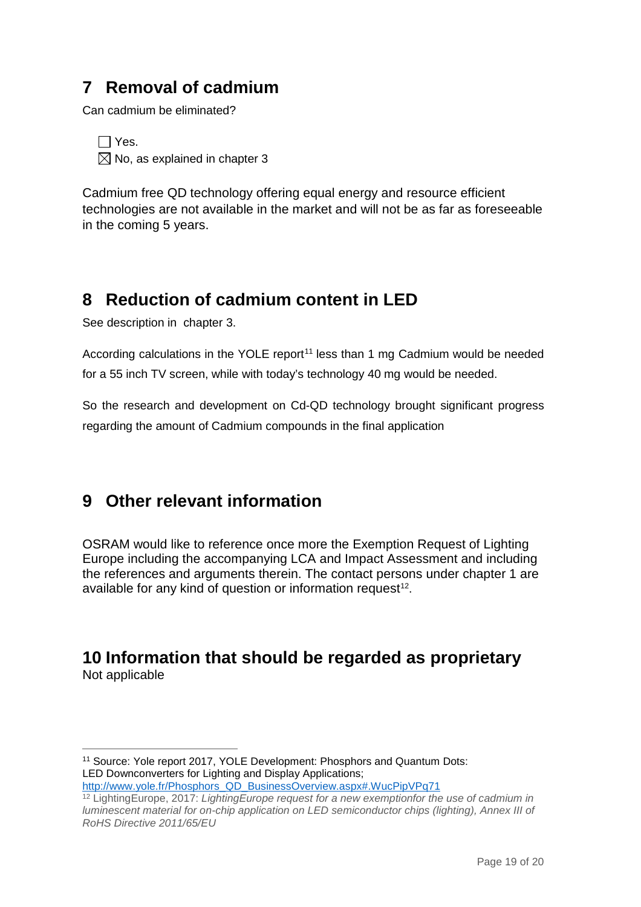# 7 Removal of cadmium

Can cadmium be eliminated?

☐ Yes.
☒ No, as explained in chapter 3

Cadmium free QD technology offering equal energy and resource efficient technologies are not available in the market and will not be as far as foreseeable in the coming 5 years.

# 8 Reduction of cadmium content in LED

See description in chapter 3.

According calculations in the YOLE report[11] less than 1 mg Cadmium would be needed for a 55 inch TV screen, while with today's technology 40 mg would be needed.

So the research and development on Cd-QD technology brought significant progress regarding the amount of Cadmium compounds in the final application

# 9 Other relevant information

OSRAM would like to reference once more the Exemption Request of Lighting Europe including the accompanying LCA and Impact Assessment and including the references and arguments therein. The contact persons under chapter 1 are available for any kind of question or information request[12].

# 10 Information that should be regarded as proprietary

Not applicable

---

[11] Source: Yole report 2017, YOLE Development: Phosphors and Quantum Dots: LED Downconverters for Lighting and Display Applications; http://www.yole.fr/Phosphors_QD_BusinessOverview.aspx#.WucPipVPq71

[12] LightingEurope, 2017: *LightingEurope request for a new exemptionfor the use of cadmium in luminescent material for on-chip application on LED semiconductor chips (lighting), Annex III of RoHS Directive 2011/65/EU*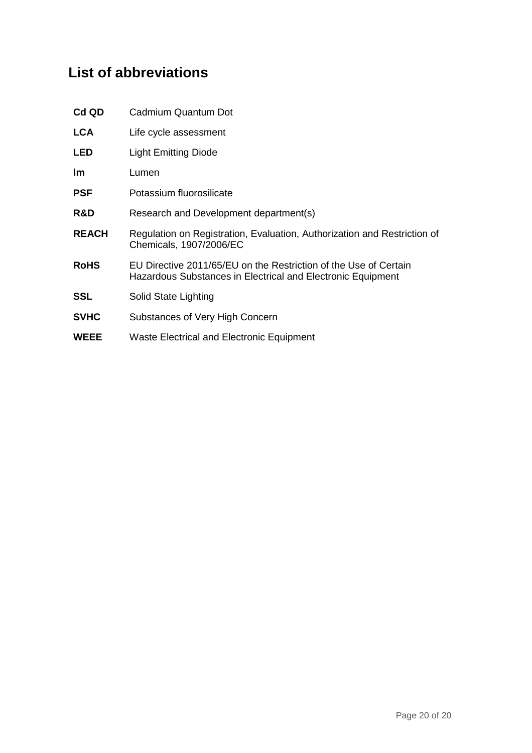## List of abbreviations

| | |
|---|---|
| **Cd QD** | Cadmium Quantum Dot |
| **LCA** | Life cycle assessment |
| **LED** | Light Emitting Diode |
| **lm** | Lumen |
| **PSF** | Potassium fluorosilicate |
| **R&D** | Research and Development department(s) |
| **REACH** | Regulation on Registration, Evaluation, Authorization and Restriction of Chemicals, 1907/2006/EC |
| **RoHS** | EU Directive 2011/65/EU on the Restriction of the Use of Certain Hazardous Substances in Electrical and Electronic Equipment |
| **SSL** | Solid State Lighting |
| **SVHC** | Substances of Very High Concern |
| **WEEE** | Waste Electrical and Electronic Equipment |